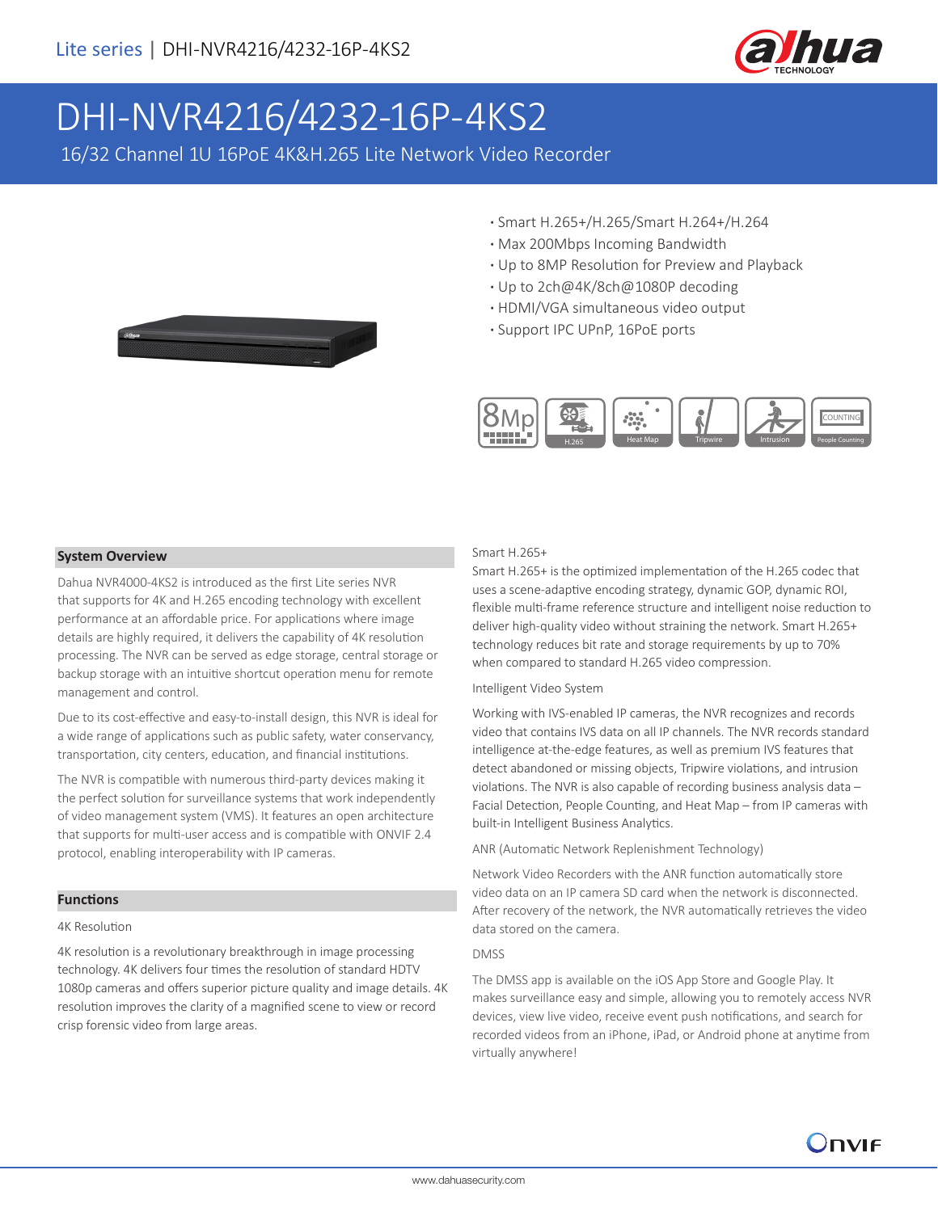# DHI-NVR4216/4232-16P-4KS2

16/32 Channel 1U 16PoE 4K&H.265 Lite Network Video Recorder

- Smart H.265+/H.265/Smart H.264+/H.264
- Max 200Mbps Incoming Bandwidth
- Up to 8MP Resolution for Preview and Playback
- Up to 2ch@4K/8ch@1080P decoding
- HDMI/VGA simultaneous video output
- Support IPC UPnP, 16PoE ports

8Mp | H.265 | Heat Map | Tripwire | Intrusion | People Counting

## System Overview

Dahua NVR4000-4KS2 is introduced as the first Lite series NVR that supports for 4K and H.265 encoding technology with excellent performance at an affordable price. For applications where image details are highly required, it delivers the capability of 4K resolution processing. The NVR can be served as edge storage, central storage or backup storage with an intuitive shortcut operation menu for remote management and control.

Due to its cost-effective and easy-to-install design, this NVR is ideal for a wide range of applications such as public safety, water conservancy, transportation, city centers, education, and financial institutions.

The NVR is compatible with numerous third-party devices making it the perfect solution for surveillance systems that work independently of video management system (VMS). It features an open architecture that supports for multi-user access and is compatible with ONVIF 2.4 protocol, enabling interoperability with IP cameras.

## Functions

4K Resolution

4K resolution is a revolutionary breakthrough in image processing technology. 4K delivers four times the resolution of standard HDTV 1080p cameras and offers superior picture quality and image details. 4K resolution improves the clarity of a magnified scene to view or record crisp forensic video from large areas.

Smart H.265+

Smart H.265+ is the optimized implementation of the H.265 codec that uses a scene-adaptive encoding strategy, dynamic GOP, dynamic ROI, flexible multi-frame reference structure and intelligent noise reduction to deliver high-quality video without straining the network. Smart H.265+ technology reduces bit rate and storage requirements by up to 70% when compared to standard H.265 video compression.

Intelligent Video System

Working with IVS-enabled IP cameras, the NVR recognizes and records video that contains IVS data on all IP channels. The NVR records standard intelligence at-the-edge features, as well as premium IVS features that detect abandoned or missing objects, Tripwire violations, and intrusion violations. The NVR is also capable of recording business analysis data – Facial Detection, People Counting, and Heat Map – from IP cameras with built-in Intelligent Business Analytics.

ANR (Automatic Network Replenishment Technology)

Network Video Recorders with the ANR function automatically store video data on an IP camera SD card when the network is disconnected. After recovery of the network, the NVR automatically retrieves the video data stored on the camera.

DMSS

The DMSS app is available on the iOS App Store and Google Play. It makes surveillance easy and simple, allowing you to remotely access NVR devices, view live video, receive event push notifications, and search for recorded videos from an iPhone, iPad, or Android phone at anytime from virtually anywhere!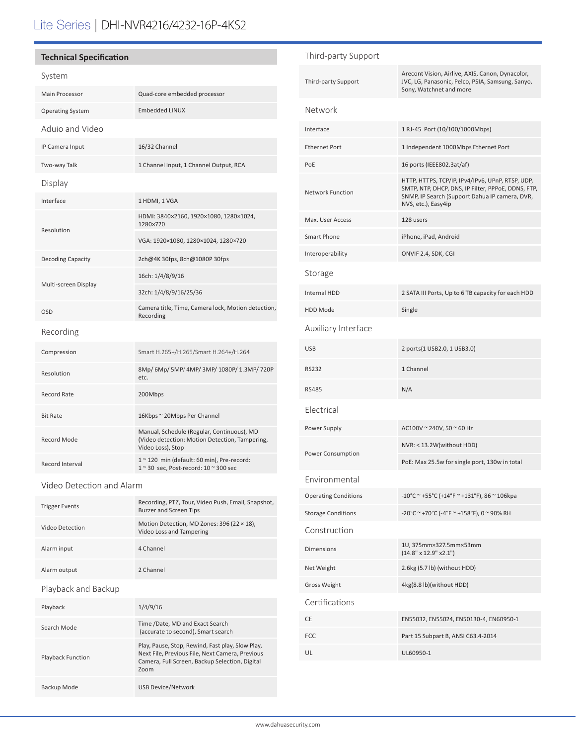# Lite Series | DHI-NVR4216/4232-16P-4KS2

## Technical Specification

### System

| | |
|---|---|
| Main Processor | Quad-core embedded processor |
| Operating System | Embedded LINUX |

### Aduio and Video

| | |
|---|---|
| IP Camera Input | 16/32 Channel |
| Two-way Talk | 1 Channel Input, 1 Channel Output, RCA |

### Display

| | |
|---|---|
| Interface | 1 HDMI, 1 VGA |
| Resolution | HDMI: 3840×2160, 1920×1080, 1280×1024, 1280×720 |
| | VGA: 1920×1080, 1280×1024, 1280×720 |
| Decoding Capacity | 2ch@4K 30fps, 8ch@1080P 30fps |
| Multi-screen Display | 16ch: 1/4/8/9/16 |
| | 32ch: 1/4/8/9/16/25/36 |
| OSD | Camera title, Time, Camera lock, Motion detection, Recording |

### Recording

| | |
|---|---|
| Compression | Smart H.265+/H.265/Smart H.264+/H.264 |
| Resolution | 8Mp/ 6Mp/ 5MP/ 4MP/ 3MP/ 1080P/ 1.3MP/ 720P etc. |
| Record Rate | 200Mbps |
| Bit Rate | 16Kbps ~ 20Mbps Per Channel |
| Record Mode | Manual, Schedule (Regular, Continuous), MD (Video detection: Motion Detection, Tampering, Video Loss), Stop |
| Record Interval | 1 ~ 120 min (default: 60 min), Pre-record: 1 ~ 30 sec, Post-record: 10 ~ 300 sec |

### Video Detection and Alarm

| | |
|---|---|
| Trigger Events | Recording, PTZ, Tour, Video Push, Email, Snapshot, Buzzer and Screen Tips |
| Video Detection | Motion Detection, MD Zones: 396 (22 × 18), Video Loss and Tampering |
| Alarm input | 4 Channel |
| Alarm output | 2 Channel |

### Playback and Backup

| | |
|---|---|
| Playback | 1/4/9/16 |
| Search Mode | Time /Date, MD and Exact Search (accurate to second), Smart search |
| Playback Function | Play, Pause, Stop, Rewind, Fast play, Slow Play, Next File, Previous File, Next Camera, Previous Camera, Full Screen, Backup Selection, Digital Zoom |
| Backup Mode | USB Device/Network |

### Third-party Support

| | |
|---|---|
| Third-party Support | Arecont Vision, Airlive, AXIS, Canon, Dynacolor, JVC, LG, Panasonic, Pelco, PSIA, Samsung, Sanyo, Sony, Watchnet and more |

### Network

| | |
|---|---|
| Interface | 1 RJ-45 Port (10/100/1000Mbps) |
| Ethernet Port | 1 Independent 1000Mbps Ethernet Port |
| PoE | 16 ports (IEEE802.3at/af) |
| Network Function | HTTP, HTTPS, TCP/IP, IPv4/IPv6, UPnP, RTSP, UDP, SMTP, NTP, DHCP, DNS, IP Filter, PPPoE, DDNS, FTP, SNMP, IP Search (Support Dahua IP camera, DVR, NVS, etc.), Easy4ip |
| Max. User Access | 128 users |
| Smart Phone | iPhone, iPad, Android |
| Interoperability | ONVIF 2.4, SDK, CGI |

### Storage

| | |
|---|---|
| Internal HDD | 2 SATA III Ports, Up to 6 TB capacity for each HDD |
| HDD Mode | Single |

### Auxiliary Interface

| | |
|---|---|
| USB | 2 ports(1 USB2.0, 1 USB3.0) |
| RS232 | 1 Channel |
| RS485 | N/A |

### Electrical

| | |
|---|---|
| Power Supply | AC100V ~ 240V, 50 ~ 60 Hz |
| Power Consumption | NVR: < 13.2W(without HDD) |
| | PoE: Max 25.5w for single port, 130w in total |

### Environmental

| | |
|---|---|
| Operating Conditions | -10°C ~ +55°C (+14°F ~ +131°F), 86 ~ 106kpa |
| Storage Conditions | -20°C ~ +70°C (-4°F ~ +158°F), 0 ~ 90% RH |

### Construction

| | |
|---|---|
| Dimensions | 1U, 375mm×327.5mm×53mm (14.8" x 12.9" x2.1") |
| Net Weight | 2.6kg (5.7 lb) (without HDD) |
| Gross Weight | 4kg(8.8 lb)(without HDD) |

### Certifications

| | |
|---|---|
| CE | EN55032, EN55024, EN50130-4, EN60950-1 |
| FCC | Part 15 Subpart B, ANSI C63.4-2014 |
| UL | UL60950-1 |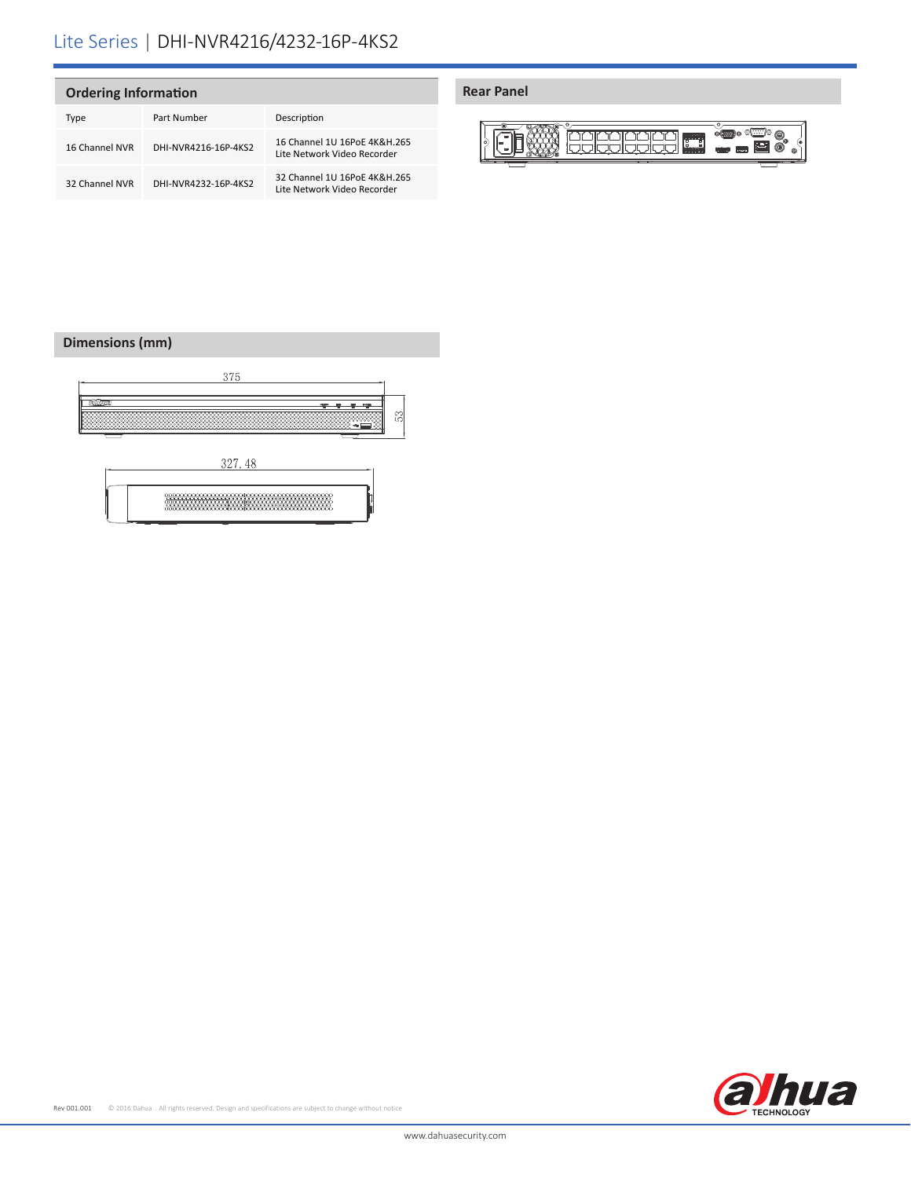## Ordering Information

| Type | Part Number | Description |
|---|---|---|
| 16 Channel NVR | DHI-NVR4216-16P-4KS2 | 16 Channel 1U 16PoE 4K&H.265 Lite Network Video Recorder |
| 32 Channel NVR | DHI-NVR4232-16P-4KS2 | 32 Channel 1U 16PoE 4K&H.265 Lite Network Video Recorder |

## Rear Panel

## Dimensions (mm)

375

53

327.48

Rev 001.001 © 2016 Dahua . All rights reserved. Design and specifications are subject to change without notice

www.dahuasecurity.com